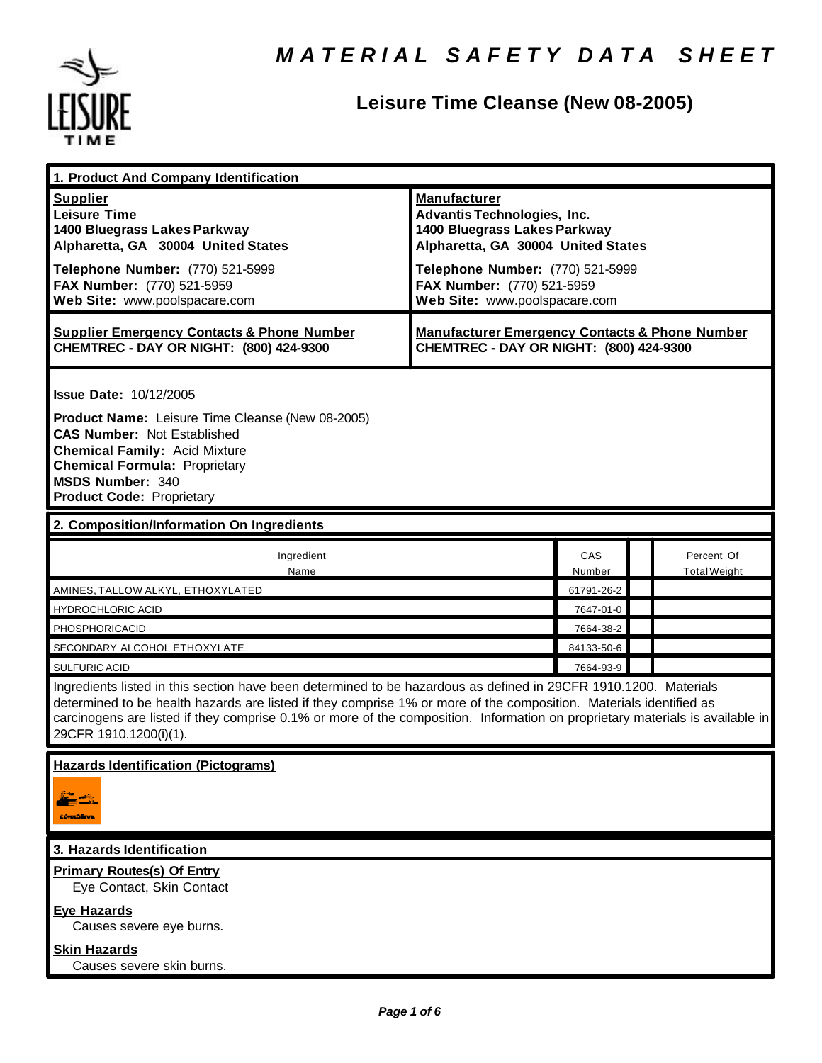# MATERIAL SAFETY DATA SHEET

## Leisure Time Cleanse (New 08-2005)

## 1. Product And Company Identification

| **Supplier** | **Manufacturer** |
| --- | --- |
| **Leisure Time**<br>**1400 Bluegrass Lakes Parkway**<br>**Alpharetta, GA 30004 United States** | **Advantis Technologies, Inc.**<br>**1400 Bluegrass Lakes Parkway**<br>**Alpharetta, GA 30004 United States** |
| **Telephone Number:** (770) 521-5999<br>**FAX Number:** (770) 521-5959<br>**Web Site:** www.poolspacare.com | **Telephone Number:** (770) 521-5999<br>**FAX Number:** (770) 521-5959<br>**Web Site:** www.poolspacare.com |
| **Supplier Emergency Contacts & Phone Number**<br>**CHEMTREC - DAY OR NIGHT: (800) 424-9300** | **Manufacturer Emergency Contacts & Phone Number**<br>**CHEMTREC - DAY OR NIGHT: (800) 424-9300** |

**Issue Date:** 10/12/2005

**Product Name:** Leisure Time Cleanse (New 08-2005)
**CAS Number:** Not Established
**Chemical Family:** Acid Mixture
**Chemical Formula:** Proprietary
**MSDS Number:** 340
**Product Code:** Proprietary

## 2. Composition/Information On Ingredients

| Ingredient Name | CAS Number | | Percent Of Total Weight |
| --- | --- | --- | --- |
| AMINES, TALLOW ALKYL, ETHOXYLATED | 61791-26-2 | | |
| HYDROCHLORIC ACID | 7647-01-0 | | |
| PHOSPHORICACID | 7664-38-2 | | |
| SECONDARY ALCOHOL ETHOXYLATE | 84133-50-6 | | |
| SULFURIC ACID | 7664-93-9 | | |

Ingredients listed in this section have been determined to be hazardous as defined in 29CFR 1910.1200. Materials determined to be health hazards are listed if they comprise 1% or more of the composition. Materials identified as carcinogens are listed if they comprise 0.1% or more of the composition. Information on proprietary materials is available in 29CFR 1910.1200(i)(1).

**Hazards Identification (Pictograms)**

## 3. Hazards Identification

**Primary Routes(s) Of Entry**
Eye Contact, Skin Contact

**Eye Hazards**
Causes severe eye burns.

**Skin Hazards**
Causes severe skin burns.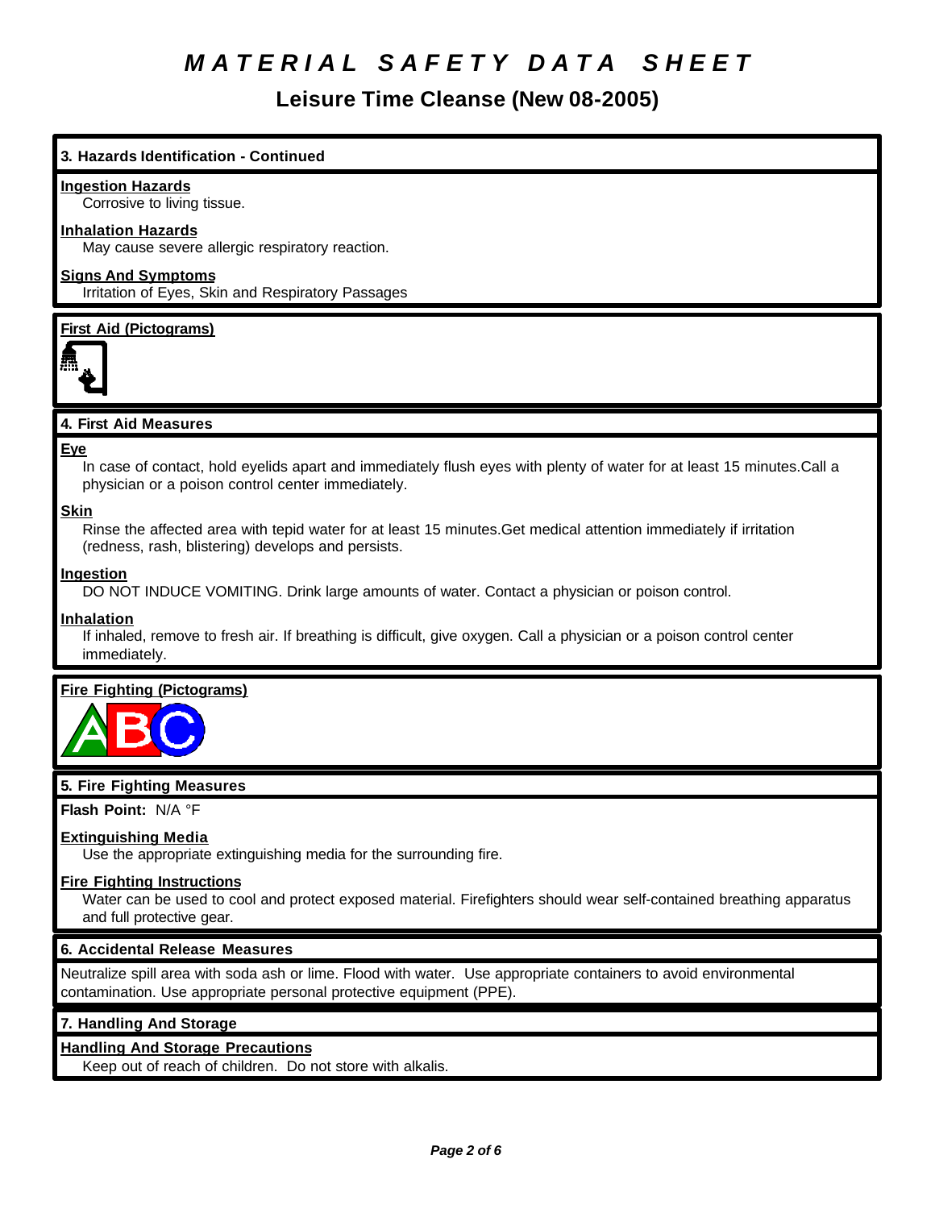# MATERIAL SAFETY DATA SHEET

## Leisure Time Cleanse (New 08-2005)

### 3. Hazards Identification - Continued

**Ingestion Hazards**
Corrosive to living tissue.

**Inhalation Hazards**
May cause severe allergic respiratory reaction.

**Signs And Symptoms**
Irritation of Eyes, Skin and Respiratory Passages

**First Aid (Pictograms)**

### 4. First Aid Measures

**Eye**
In case of contact, hold eyelids apart and immediately flush eyes with plenty of water for at least 15 minutes.Call a physician or a poison control center immediately.

**Skin**
Rinse the affected area with tepid water for at least 15 minutes.Get medical attention immediately if irritation (redness, rash, blistering) develops and persists.

**Ingestion**
DO NOT INDUCE VOMITING. Drink large amounts of water. Contact a physician or poison control.

**Inhalation**
If inhaled, remove to fresh air. If breathing is difficult, give oxygen. Call a physician or a poison control center immediately.

**Fire Fighting (Pictograms)**

### 5. Fire Fighting Measures

**Flash Point:** N/A °F

**Extinguishing Media**
Use the appropriate extinguishing media for the surrounding fire.

**Fire Fighting Instructions**
Water can be used to cool and protect exposed material. Firefighters should wear self-contained breathing apparatus and full protective gear.

### 6. Accidental Release Measures

Neutralize spill area with soda ash or lime. Flood with water. Use appropriate containers to avoid environmental contamination. Use appropriate personal protective equipment (PPE).

### 7. Handling And Storage

**Handling And Storage Precautions**
Keep out of reach of children. Do not store with alkalis.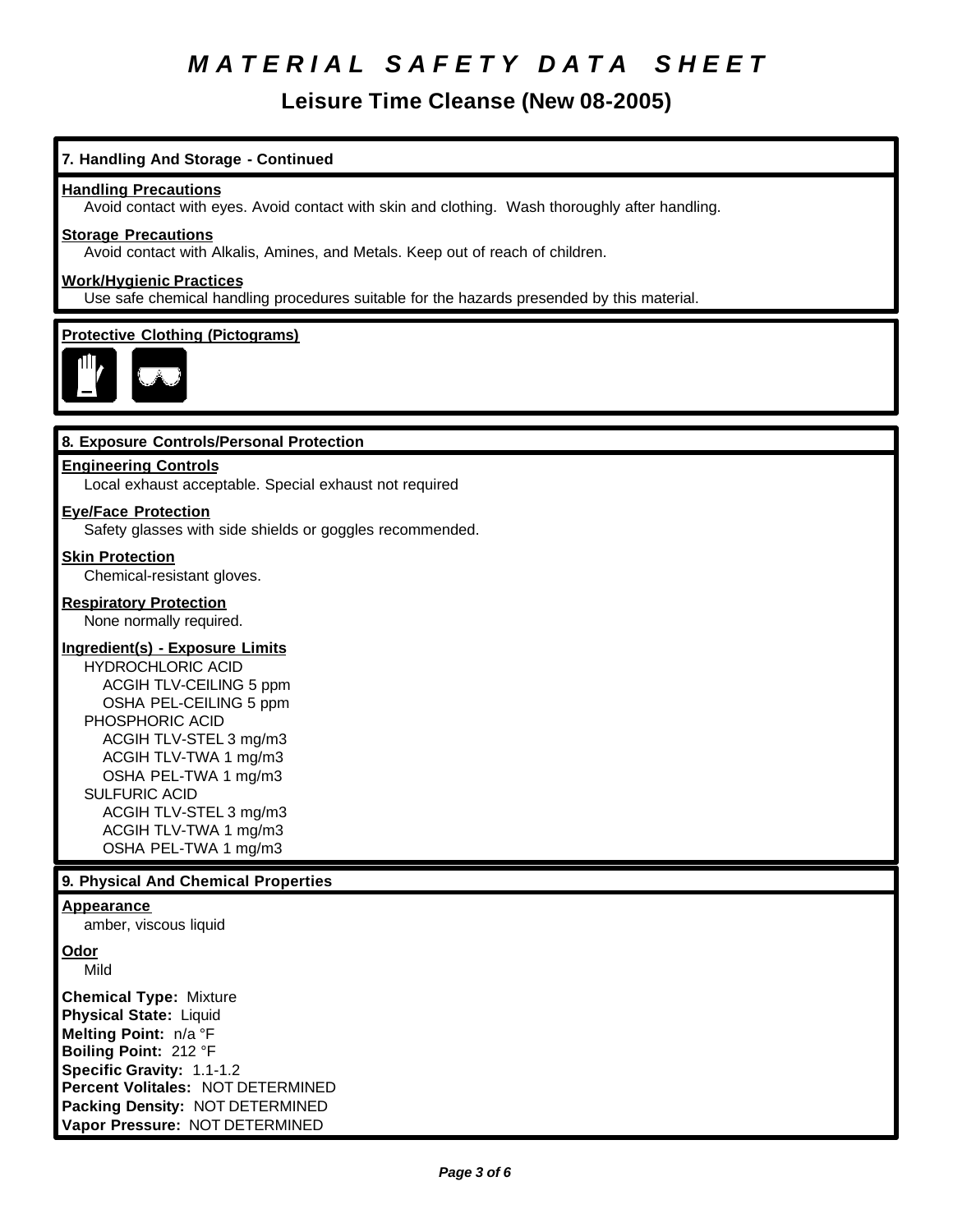# MATERIAL SAFETY DATA SHEET

## Leisure Time Cleanse (New 08-2005)

### 7. Handling And Storage - Continued

**Handling Precautions**
Avoid contact with eyes. Avoid contact with skin and clothing. Wash thoroughly after handling.

**Storage Precautions**
Avoid contact with Alkalis, Amines, and Metals. Keep out of reach of children.

**Work/Hygienic Practices**
Use safe chemical handling procedures suitable for the hazards presended by this material.

**Protective Clothing (Pictograms)**

### 8. Exposure Controls/Personal Protection

**Engineering Controls**
Local exhaust acceptable. Special exhaust not required

**Eye/Face Protection**
Safety glasses with side shields or goggles recommended.

**Skin Protection**
Chemical-resistant gloves.

**Respiratory Protection**
None normally required.

**Ingredient(s) - Exposure Limits**

HYDROCHLORIC ACID
- ACGIH TLV-CEILING 5 ppm
- OSHA PEL-CEILING 5 ppm

PHOSPHORIC ACID
- ACGIH TLV-STEL 3 mg/m3
- ACGIH TLV-TWA 1 mg/m3
- OSHA PEL-TWA 1 mg/m3

SULFURIC ACID
- ACGIH TLV-STEL 3 mg/m3
- ACGIH TLV-TWA 1 mg/m3
- OSHA PEL-TWA 1 mg/m3

### 9. Physical And Chemical Properties

**Appearance**
amber, viscous liquid

**Odor**
Mild

**Chemical Type:** Mixture
**Physical State:** Liquid
**Melting Point:** n/a °F
**Boiling Point:** 212 °F
**Specific Gravity:** 1.1-1.2
**Percent Volitales:** NOT DETERMINED
**Packing Density:** NOT DETERMINED
**Vapor Pressure:** NOT DETERMINED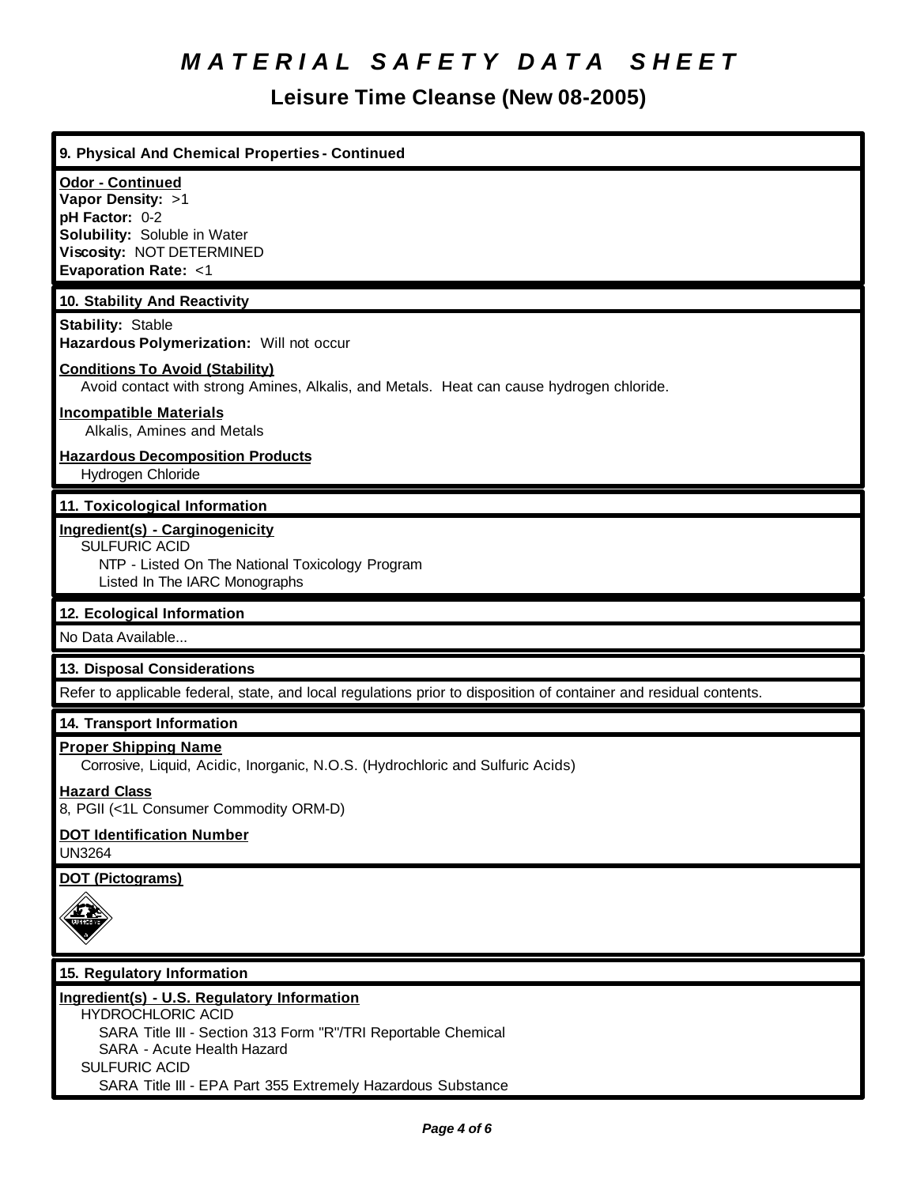# MATERIAL SAFETY DATA SHEET

## Leisure Time Cleanse (New 08-2005)

### 9. Physical And Chemical Properties - Continued

**Odor - Continued**
**Vapor Density:** >1
**pH Factor:** 0-2
**Solubility:** Soluble in Water
**Viscosity:** NOT DETERMINED
**Evaporation Rate:** <1

### 10. Stability And Reactivity

**Stability:** Stable
**Hazardous Polymerization:** Will not occur

**Conditions To Avoid (Stability)**
Avoid contact with strong Amines, Alkalis, and Metals. Heat can cause hydrogen chloride.

**Incompatible Materials**
Alkalis, Amines and Metals

**Hazardous Decomposition Products**
Hydrogen Chloride

### 11. Toxicological Information

**Ingredient(s) - Carginogenicity**
SULFURIC ACID
NTP - Listed On The National Toxicology Program
Listed In The IARC Monographs

### 12. Ecological Information

No Data Available...

### 13. Disposal Considerations

Refer to applicable federal, state, and local regulations prior to disposition of container and residual contents.

### 14. Transport Information

**Proper Shipping Name**
Corrosive, Liquid, Acidic, Inorganic, N.O.S. (Hydrochloric and Sulfuric Acids)

**Hazard Class**
8, PGII (<1L Consumer Commodity ORM-D)

**DOT Identification Number**
UN3264

**DOT (Pictograms)**

### 15. Regulatory Information

**Ingredient(s) - U.S. Regulatory Information**
HYDROCHLORIC ACID
SARA Title III - Section 313 Form "R"/TRI Reportable Chemical
SARA - Acute Health Hazard
SULFURIC ACID
SARA Title III - EPA Part 355 Extremely Hazardous Substance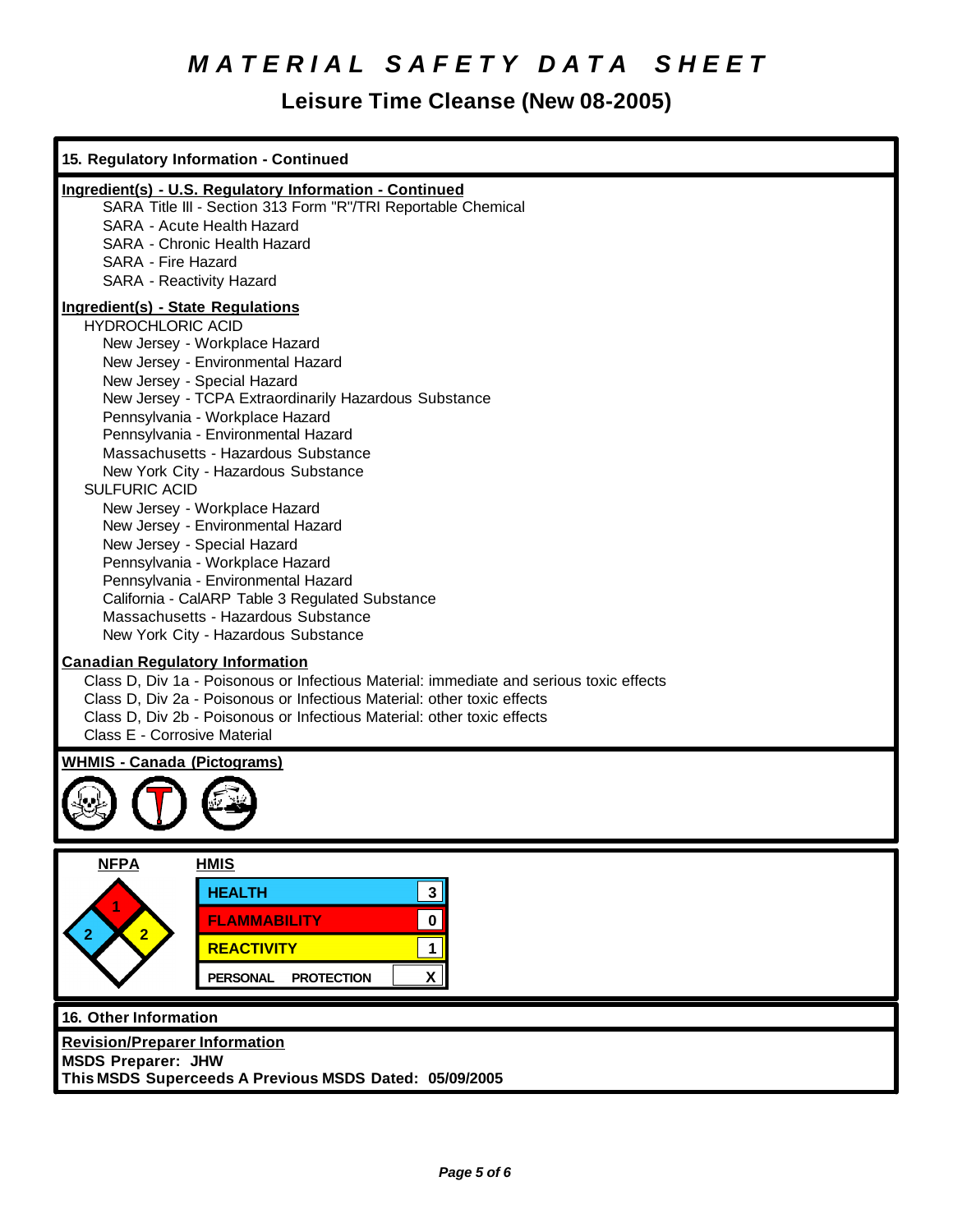# MATERIAL SAFETY DATA SHEET

## Leisure Time Cleanse (New 08-2005)

### 15. Regulatory Information - Continued

**Ingredient(s) - U.S. Regulatory Information - Continued**

- SARA Title III - Section 313 Form "R"/TRI Reportable Chemical
- SARA - Acute Health Hazard
- SARA - Chronic Health Hazard
- SARA - Fire Hazard
- SARA - Reactivity Hazard

**Ingredient(s) - State Regulations**

HYDROCHLORIC ACID
- New Jersey - Workplace Hazard
- New Jersey - Environmental Hazard
- New Jersey - Special Hazard
- New Jersey - TCPA Extraordinarily Hazardous Substance
- Pennsylvania - Workplace Hazard
- Pennsylvania - Environmental Hazard
- Massachusetts - Hazardous Substance
- New York City - Hazardous Substance

SULFURIC ACID
- New Jersey - Workplace Hazard
- New Jersey - Environmental Hazard
- New Jersey - Special Hazard
- Pennsylvania - Workplace Hazard
- Pennsylvania - Environmental Hazard
- California - CalARP Table 3 Regulated Substance
- Massachusetts - Hazardous Substance
- New York City - Hazardous Substance

**Canadian Regulatory Information**

- Class D, Div 1a - Poisonous or Infectious Material: immediate and serious toxic effects
- Class D, Div 2a - Poisonous or Infectious Material: other toxic effects
- Class D, Div 2b - Poisonous or Infectious Material: other toxic effects
- Class E - Corrosive Material

**WHMIS - Canada (Pictograms)**

**NFPA**

- Flammability (red): 1
- Health (blue): 2
- Reactivity (yellow): 2

**HMIS**

| HMIS | |
|---|---|
| HEALTH | 3 |
| FLAMMABILITY | 0 |
| REACTIVITY | 1 |
| PERSONAL PROTECTION | X |

### 16. Other Information

**Revision/Preparer Information**

**MSDS Preparer: JHW**

**This MSDS Superceeds A Previous MSDS Dated: 05/09/2005**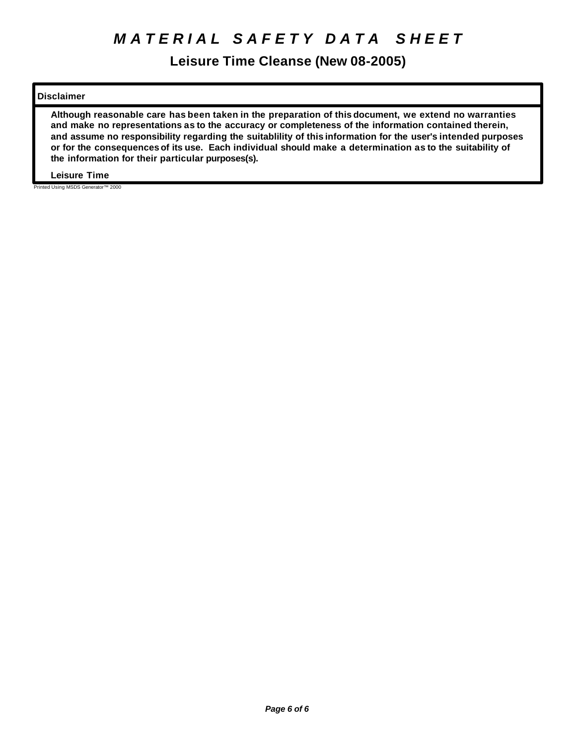# MATERIAL SAFETY DATA SHEET

## Leisure Time Cleanse (New 08-2005)

### Disclaimer

**Although reasonable care has been taken in the preparation of this document, we extend no warranties and make no representations as to the accuracy or completeness of the information contained therein, and assume no responsibility regarding the suitablility of this information for the user's intended purposes or for the consequences of its use. Each individual should make a determination as to the suitability of the information for their particular purposes(s).**

**Leisure Time**

Printed Using MSDS Generator™ 2000